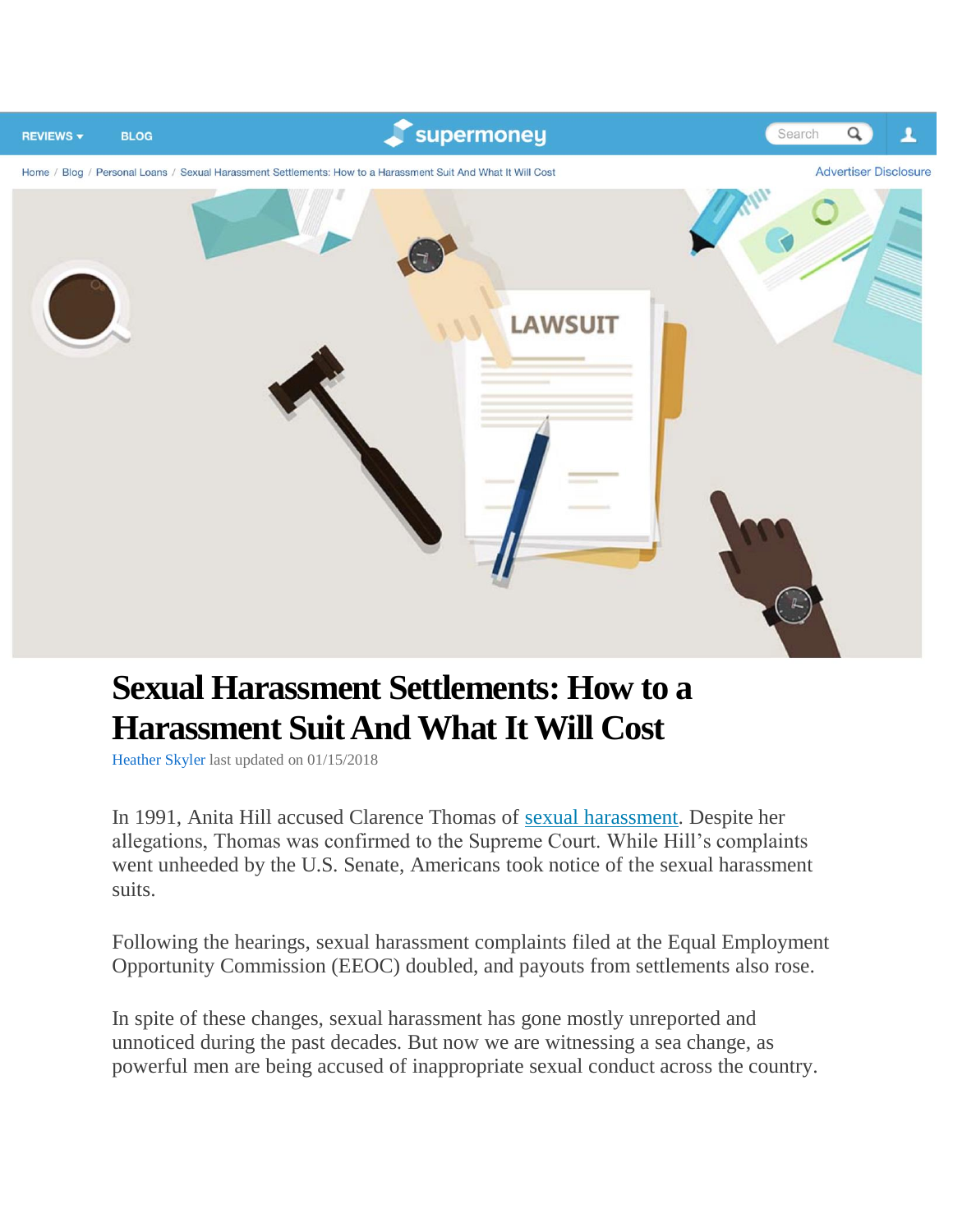# Sexual Harassment Settlements: How to a Harassment Suit And What It Will Cost

Heather Skyler last updated on 01/15/2018

In 1991, Anita Hill accused Clarence Thomas of sexual harassment. Despite her allegations, Thomas was confirmed to the Supreme Court. While Hill's complaints went unheeded by the U.S. Senate, Americans took notice of the sexual harassment suits.

Following the hearings, sexual harassment complaints filed at the Equal Employment Opportunity Commission (EEOC) doubled, and payouts from settlements also rose.

In spite of these changes, sexual harassment has gone mostly unreported and unnoticed during the past decades. But now we are witnessing a sea change, as powerful men are being accused of inappropriate sexual conduct across the country.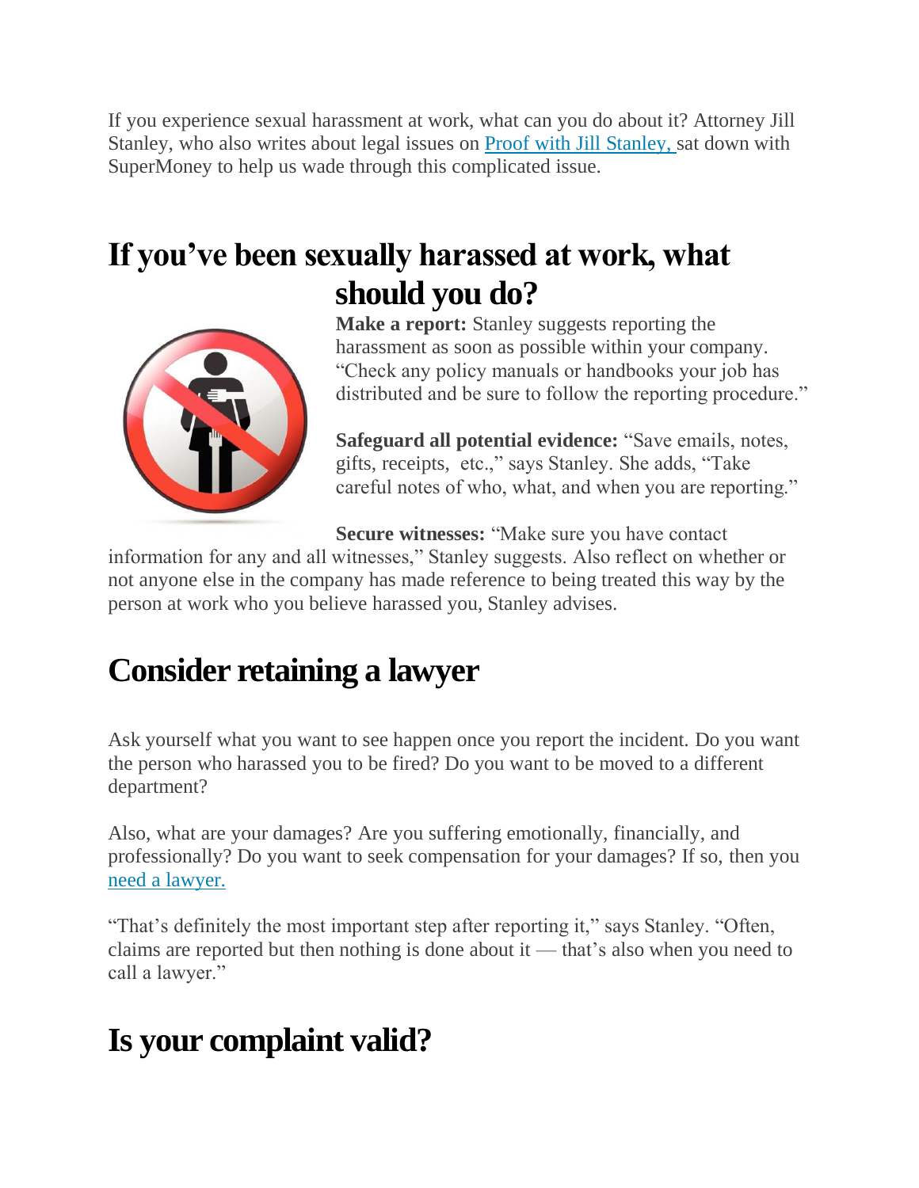If you experience sexual harassment at work, what can you do about it? Attorney Jill Stanley, who also writes about legal issues on Proof with Jill Stanley, sat down with SuperMoney to help us wade through this complicated issue.

## If you've been sexually harassed at work, what should you do?

**Make a report:** Stanley suggests reporting the harassment as soon as possible within your company. "Check any policy manuals or handbooks your job has distributed and be sure to follow the reporting procedure."

**Safeguard all potential evidence:** "Save emails, notes, gifts, receipts, etc.," says Stanley. She adds, "Take careful notes of who, what, and when you are reporting."

**Secure witnesses:** "Make sure you have contact information for any and all witnesses," Stanley suggests. Also reflect on whether or not anyone else in the company has made reference to being treated this way by the person at work who you believe harassed you, Stanley advises.

## Consider retaining a lawyer

Ask yourself what you want to see happen once you report the incident. Do you want the person who harassed you to be fired? Do you want to be moved to a different department?

Also, what are your damages? Are you suffering emotionally, financially, and professionally? Do you want to seek compensation for your damages? If so, then you need a lawyer.

"That's definitely the most important step after reporting it," says Stanley. "Often, claims are reported but then nothing is done about it — that's also when you need to call a lawyer."

## Is your complaint valid?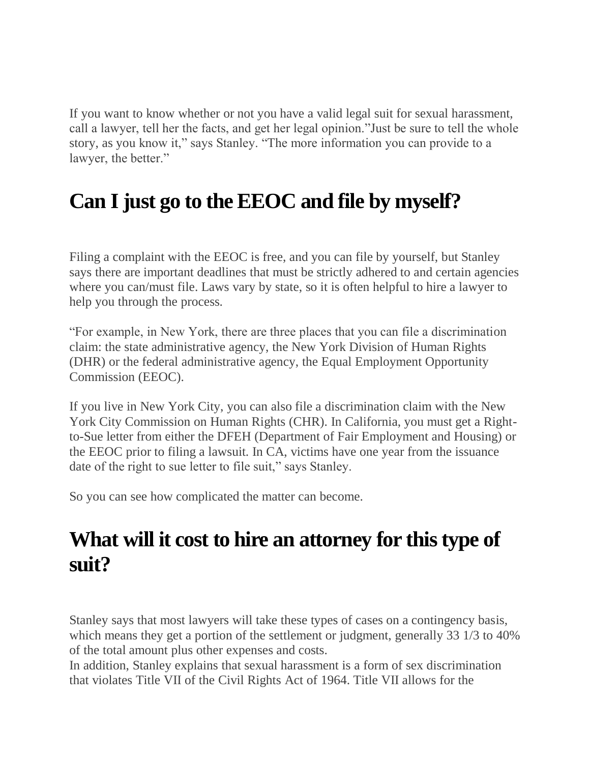If you want to know whether or not you have a valid legal suit for sexual harassment, call a lawyer, tell her the facts, and get her legal opinion."Just be sure to tell the whole story, as you know it," says Stanley. "The more information you can provide to a lawyer, the better."

## Can I just go to the EEOC and file by myself?

Filing a complaint with the EEOC is free, and you can file by yourself, but Stanley says there are important deadlines that must be strictly adhered to and certain agencies where you can/must file. Laws vary by state, so it is often helpful to hire a lawyer to help you through the process.

"For example, in New York, there are three places that you can file a discrimination claim: the state administrative agency, the New York Division of Human Rights (DHR) or the federal administrative agency, the Equal Employment Opportunity Commission (EEOC).

If you live in New York City, you can also file a discrimination claim with the New York City Commission on Human Rights (CHR). In California, you must get a Right-to-Sue letter from either the DFEH (Department of Fair Employment and Housing) or the EEOC prior to filing a lawsuit. In CA, victims have one year from the issuance date of the right to sue letter to file suit," says Stanley.

So you can see how complicated the matter can become.

## What will it cost to hire an attorney for this type of suit?

Stanley says that most lawyers will take these types of cases on a contingency basis, which means they get a portion of the settlement or judgment, generally 33 1/3 to 40% of the total amount plus other expenses and costs.
In addition, Stanley explains that sexual harassment is a form of sex discrimination that violates Title VII of the Civil Rights Act of 1964. Title VII allows for the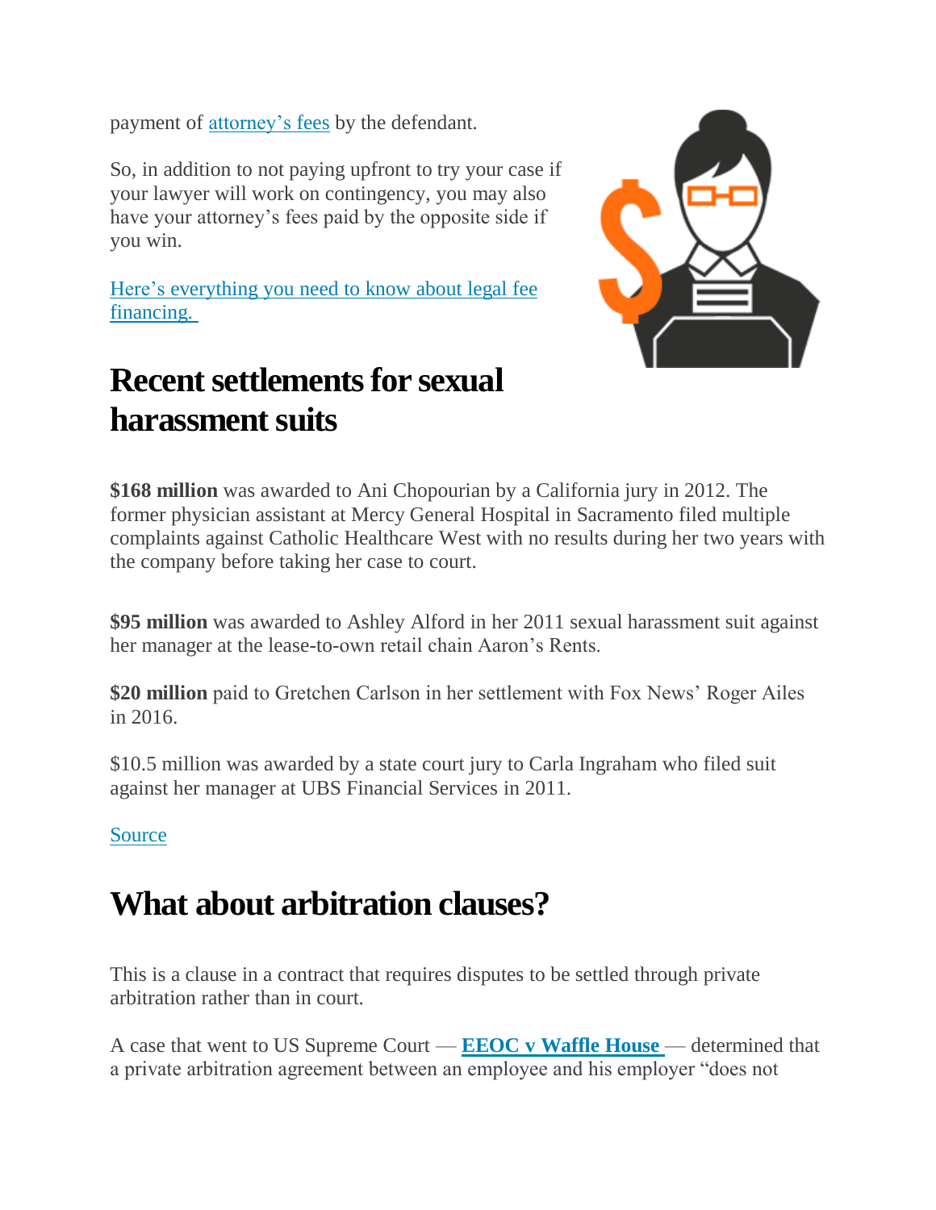payment of [attorney's fees](#) by the defendant.

So, in addition to not paying upfront to try your case if your lawyer will work on contingency, you may also have your attorney's fees paid by the opposite side if you win.

[Here's everything you need to know about legal fee financing.](#)

## Recent settlements for sexual harassment suits

**$168 million** was awarded to Ani Chopourian by a California jury in 2012. The former physician assistant at Mercy General Hospital in Sacramento filed multiple complaints against Catholic Healthcare West with no results during her two years with the company before taking her case to court.

**$95 million** was awarded to Ashley Alford in her 2011 sexual harassment suit against her manager at the lease-to-own retail chain Aaron's Rents.

**$20 million** paid to Gretchen Carlson in her settlement with Fox News' Roger Ailes in 2016.

$10.5 million was awarded by a state court jury to Carla Ingraham who filed suit against her manager at UBS Financial Services in 2011.

[Source](#)

## What about arbitration clauses?

This is a clause in a contract that requires disputes to be settled through private arbitration rather than in court.

A case that went to US Supreme Court — **[EEOC v Waffle House](#)** — determined that a private arbitration agreement between an employee and his employer "does not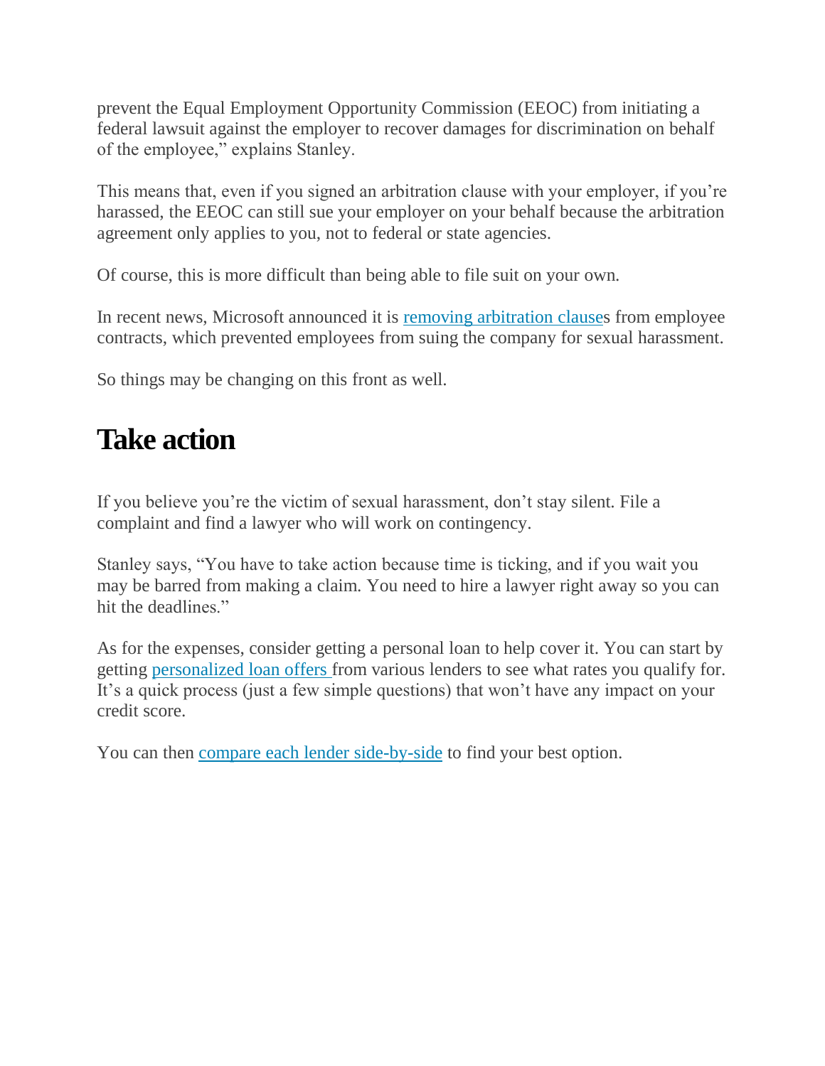prevent the Equal Employment Opportunity Commission (EEOC) from initiating a federal lawsuit against the employer to recover damages for discrimination on behalf of the employee," explains Stanley.

This means that, even if you signed an arbitration clause with your employer, if you're harassed, the EEOC can still sue your employer on your behalf because the arbitration agreement only applies to you, not to federal or state agencies.

Of course, this is more difficult than being able to file suit on your own.

In recent news, Microsoft announced it is removing arbitration clauses from employee contracts, which prevented employees from suing the company for sexual harassment.

So things may be changing on this front as well.

## Take action

If you believe you're the victim of sexual harassment, don't stay silent. File a complaint and find a lawyer who will work on contingency.

Stanley says, "You have to take action because time is ticking, and if you wait you may be barred from making a claim. You need to hire a lawyer right away so you can hit the deadlines."

As for the expenses, consider getting a personal loan to help cover it. You can start by getting personalized loan offers from various lenders to see what rates you qualify for. It's a quick process (just a few simple questions) that won't have any impact on your credit score.

You can then compare each lender side-by-side to find your best option.